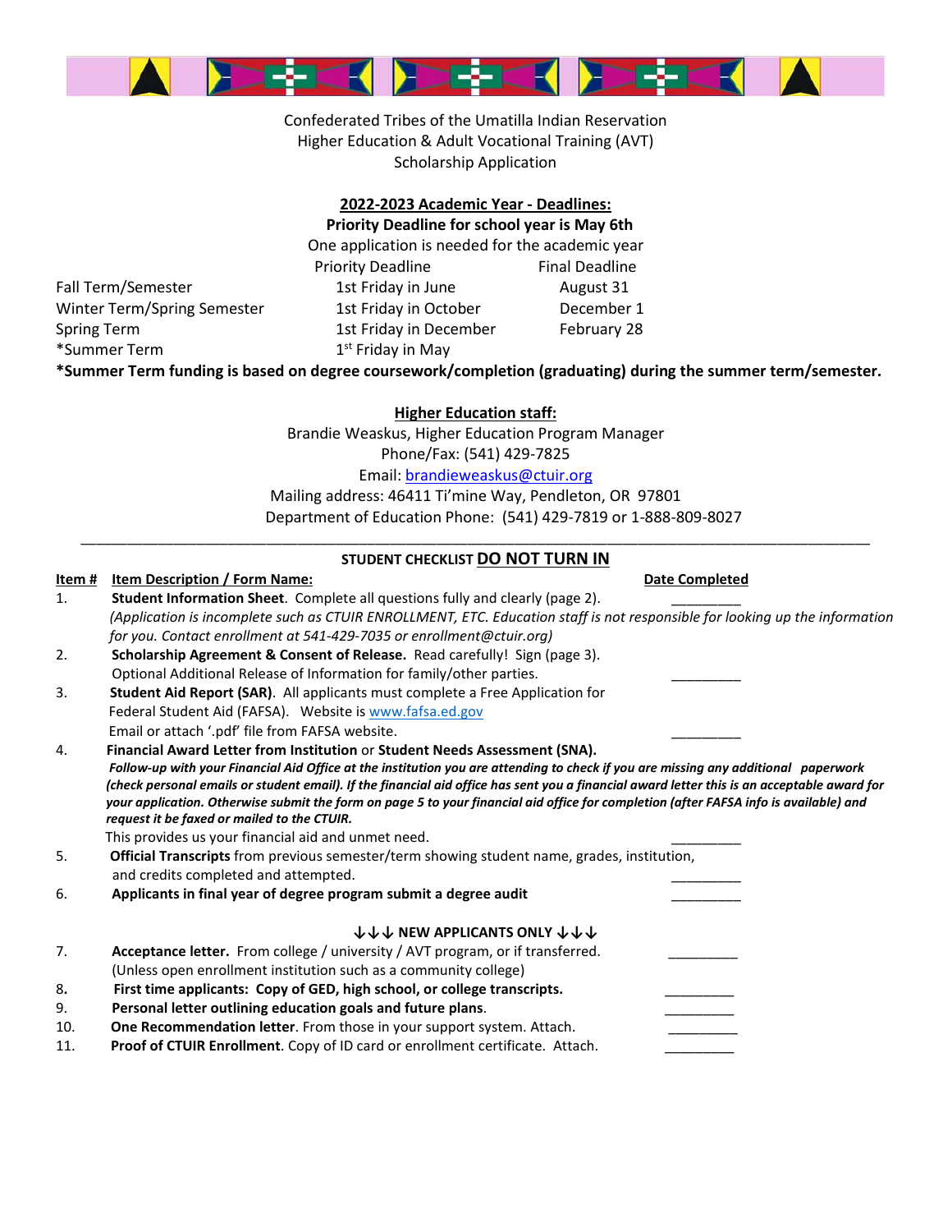Confederated Tribes of the Umatilla Indian Reservation
Higher Education & Adult Vocational Training (AVT)
Scholarship Application

**2022-2023 Academic Year - Deadlines:**

**Priority Deadline for school year is May 6th**

One application is needed for the academic year

| | Priority Deadline | Final Deadline |
|---|---|---|
| Fall Term/Semester | 1st Friday in June | August 31 |
| Winter Term/Spring Semester | 1st Friday in October | December 1 |
| Spring Term | 1st Friday in December | February 28 |
| *Summer Term | 1st Friday in May | |

**\*Summer Term funding is based on degree coursework/completion (graduating) during the summer term/semester.**

**Higher Education staff:**

Brandie Weaskus, Higher Education Program Manager
Phone/Fax: (541) 429-7825
Email: brandieweaskus@ctuir.org
Mailing address: 46411 Ti'mine Way, Pendleton, OR 97801
Department of Education Phone: (541) 429-7819 or 1-888-809-8027

---

**STUDENT CHECKLIST DO NOT TURN IN**

| Item # | Item Description / Form Name: | Date Completed |
|---|---|---|
| 1. | **Student Information Sheet**. Complete all questions fully and clearly (page 2). *(Application is incomplete such as CTUIR ENROLLMENT, ETC. Education staff is not responsible for looking up the information for you. Contact enrollment at 541-429-7035 or enrollment@ctuir.org)* | _________ |
| 2. | **Scholarship Agreement & Consent of Release.** Read carefully! Sign (page 3). Optional Additional Release of Information for family/other parties. | _________ |
| 3. | **Student Aid Report (SAR)**. All applicants must complete a Free Application for Federal Student Aid (FAFSA). Website is www.fafsa.ed.gov Email or attach '.pdf' file from FAFSA website. | _________ |
| 4. | **Financial Award Letter from Institution** or **Student Needs Assessment (SNA).** ***Follow-up with your Financial Aid Office at the institution you are attending to check if you are missing any additional paperwork (check personal emails or student email). If the financial aid office has sent you a financial award letter this is an acceptable award for your application. Otherwise submit the form on page 5 to your financial aid office for completion (after FAFSA info is available) and request it be faxed or mailed to the CTUIR.*** This provides us your financial aid and unmet need. | _________ |
| 5. | **Official Transcripts** from previous semester/term showing student name, grades, institution, and credits completed and attempted. | _________ |
| 6. | **Applicants in final year of degree program submit a degree audit** | _________ |
| | **↓↓↓ NEW APPLICANTS ONLY ↓↓↓** | |
| 7. | **Acceptance letter.** From college / university / AVT program, or if transferred. (Unless open enrollment institution such as a community college) | _________ |
| 8. | **First time applicants: Copy of GED, high school, or college transcripts.** | _________ |
| 9. | **Personal letter outlining education goals and future plans**. | _________ |
| 10. | **One Recommendation letter**. From those in your support system. Attach. | _________ |
| 11. | **Proof of CTUIR Enrollment**. Copy of ID card or enrollment certificate. Attach. | _________ |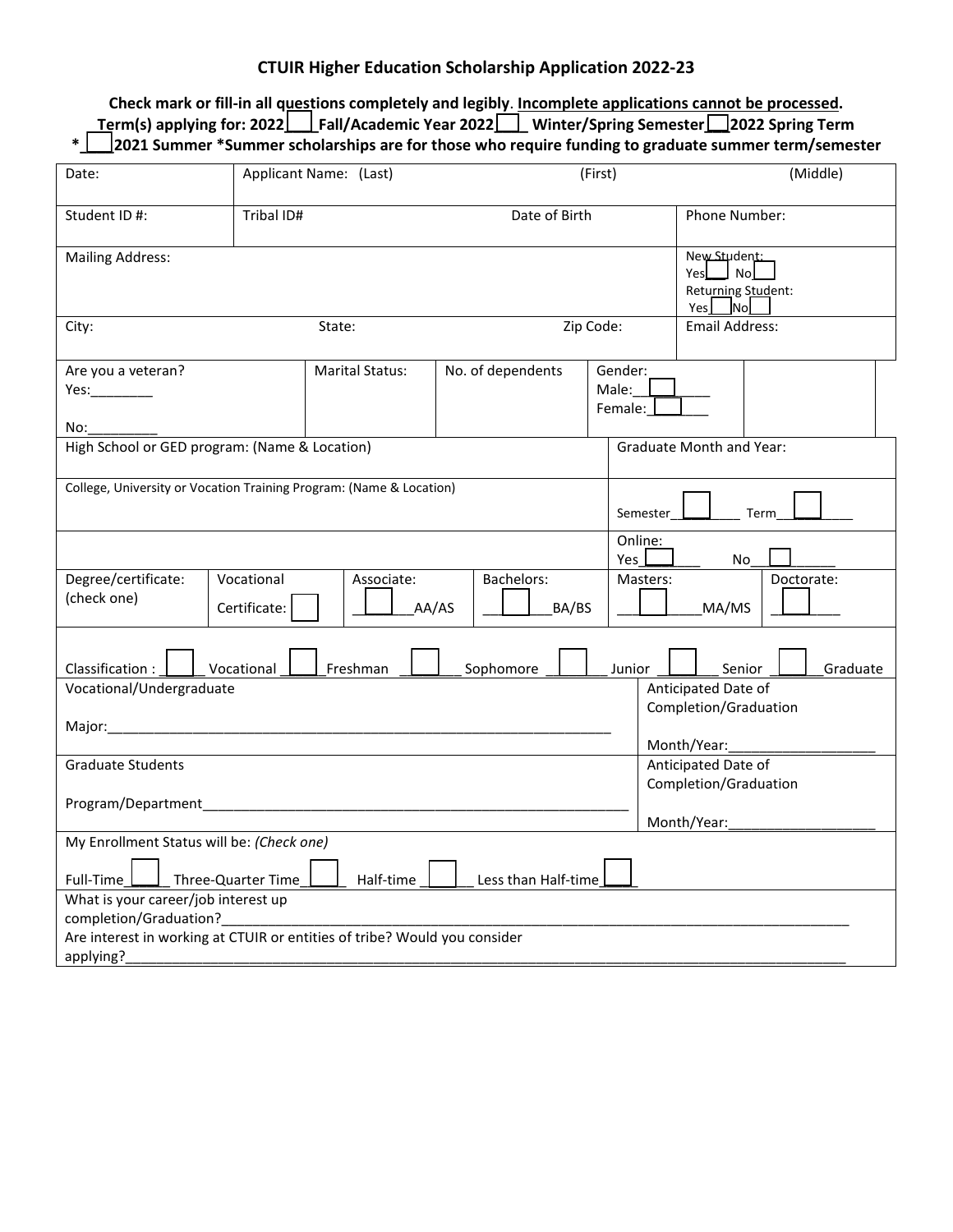## CTUIR Higher Education Scholarship Application 2022-23

**Check mark or fill-in all questions completely and legibly. Incomplete applications cannot be processed.**

**Term(s) applying for: 2022☐ Fall/Academic Year 2022☐ Winter/Spring Semester☐ 2022 Spring Term**

**\*☐ 2021 Summer \*Summer scholarships are for those who require funding to graduate summer term/semester**

| Date: | Applicant Name: (Last) | | (First) | | (Middle) |
|---|---|---|---|---|---|
| Student ID #: | Tribal ID# | | Date of Birth | | Phone Number: |
| Mailing Address: | | | | | New Student: Yes☐ No☐ Returning Student: Yes☐ No☐ |
| City: | | State: | | Zip Code: | Email Address: |

| Are you a veteran? Yes:________ No:_________ | Marital Status: | No. of dependents | Gender: Male:☐ Female:☐ | |
|---|---|---|---|---|

| High School or GED program: (Name & Location) | Graduate Month and Year: |
|---|---|
| College, University or Vocation Training Program: (Name & Location) | Semester☐ Term☐ |
| | Online: Yes☐ No☐ |

| Degree/certificate: (check one) | Vocational Certificate: ☐ | Associate: ☐ AA/AS | Bachelors: ☐ BA/BS | Masters: ☐ MA/MS | Doctorate: ☐ |
|---|---|---|---|---|---|

Classification : ☐ Vocational ☐ Freshman ☐ Sophomore ☐ Junior ☐ Senior ☐ Graduate

| Vocational/Undergraduate<br>Major:____________________ | Anticipated Date of Completion/Graduation<br>Month/Year:__________ |
|---|---|
| Graduate Students<br>Program/Department____________________ | Anticipated Date of Completion/Graduation<br>Month/Year:__________ |

My Enrollment Status will be: *(Check one)*

Full-Time☐ Three-Quarter Time☐ Half-time ☐ Less than Half-time☐

What is your career/job interest up completion/Graduation?____________________

Are interest in working at CTUIR or entities of tribe? Would you consider applying?____________________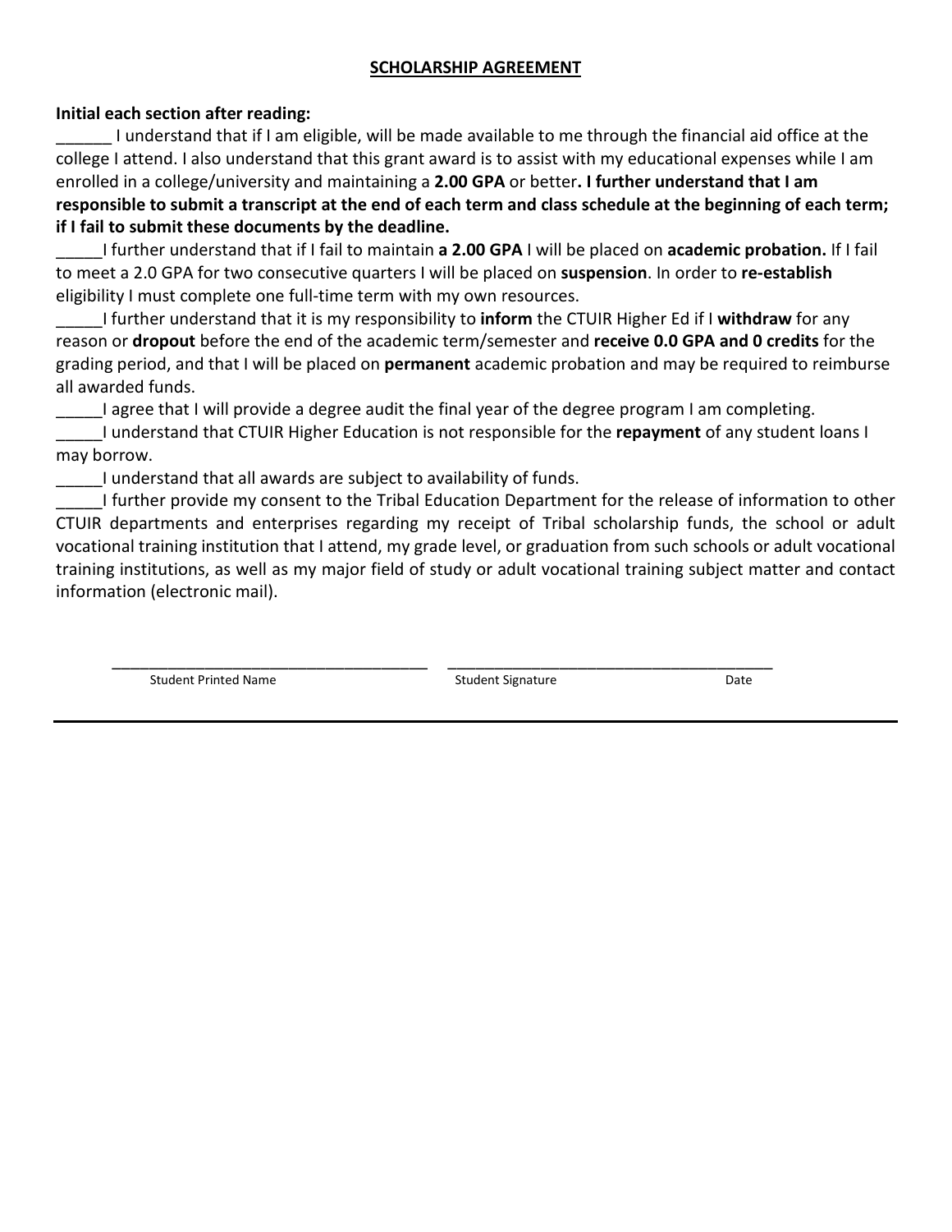## SCHOLARSHIP AGREEMENT

**Initial each section after reading:**

______ I understand that if I am eligible, will be made available to me through the financial aid office at the college I attend. I also understand that this grant award is to assist with my educational expenses while I am enrolled in a college/university and maintaining a **2.00 GPA** or better**. I further understand that I am responsible to submit a transcript at the end of each term and class schedule at the beginning of each term; if I fail to submit these documents by the deadline.**

_____I further understand that if I fail to maintain **a 2.00 GPA** I will be placed on **academic probation.** If I fail to meet a 2.0 GPA for two consecutive quarters I will be placed on **suspension**. In order to **re-establish** eligibility I must complete one full-time term with my own resources.

_____I further understand that it is my responsibility to **inform** the CTUIR Higher Ed if I **withdraw** for any reason or **dropout** before the end of the academic term/semester and **receive 0.0 GPA and 0 credits** for the grading period, and that I will be placed on **permanent** academic probation and may be required to reimburse all awarded funds.

_____I agree that I will provide a degree audit the final year of the degree program I am completing.

_____I understand that CTUIR Higher Education is not responsible for the **repayment** of any student loans I may borrow.

_____I understand that all awards are subject to availability of funds.

_____I further provide my consent to the Tribal Education Department for the release of information to other CTUIR departments and enterprises regarding my receipt of Tribal scholarship funds, the school or adult vocational training institution that I attend, my grade level, or graduation from such schools or adult vocational training institutions, as well as my major field of study or adult vocational training subject matter and contact information (electronic mail).

_____________________________________ _____________________________________

Student Printed Name                Student Signature                Date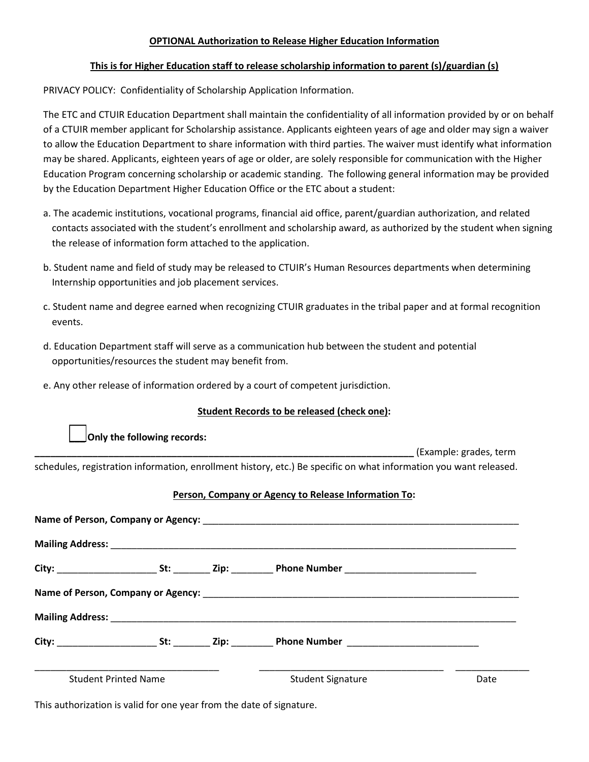**OPTIONAL Authorization to Release Higher Education Information**

**This is for Higher Education staff to release scholarship information to parent (s)/guardian (s)**

PRIVACY POLICY: Confidentiality of Scholarship Application Information.

The ETC and CTUIR Education Department shall maintain the confidentiality of all information provided by or on behalf of a CTUIR member applicant for Scholarship assistance. Applicants eighteen years of age and older may sign a waiver to allow the Education Department to share information with third parties. The waiver must identify what information may be shared. Applicants, eighteen years of age or older, are solely responsible for communication with the Higher Education Program concerning scholarship or academic standing. The following general information may be provided by the Education Department Higher Education Office or the ETC about a student:

a. The academic institutions, vocational programs, financial aid office, parent/guardian authorization, and related contacts associated with the student's enrollment and scholarship award, as authorized by the student when signing the release of information form attached to the application.

b. Student name and field of study may be released to CTUIR's Human Resources departments when determining Internship opportunities and job placement services.

c. Student name and degree earned when recognizing CTUIR graduates in the tribal paper and at formal recognition events.

d. Education Department staff will serve as a communication hub between the student and potential opportunities/resources the student may benefit from.

e. Any other release of information ordered by a court of competent jurisdiction.

**Student Records to be released (check one):**

☐ **Only the following records:**

________________________________________________________________________ (Example: grades, term schedules, registration information, enrollment history, etc.) Be specific on what information you want released.

**Person, Company or Agency to Release Information To:**

**Name of Person, Company or Agency:** ______________________________________________

**Mailing Address:** ______________________________________________________________

**City:** ___________________ **St:** _______ **Zip:** ________ **Phone Number** _________________________

**Name of Person, Company or Agency:** ______________________________________________

**Mailing Address:** ______________________________________________________________

**City:** ___________________ **St:** _______ **Zip:** ________ **Phone Number** _________________________

___________________________________ ___________________________________ ______________

Student Printed Name Student Signature Date

This authorization is valid for one year from the date of signature.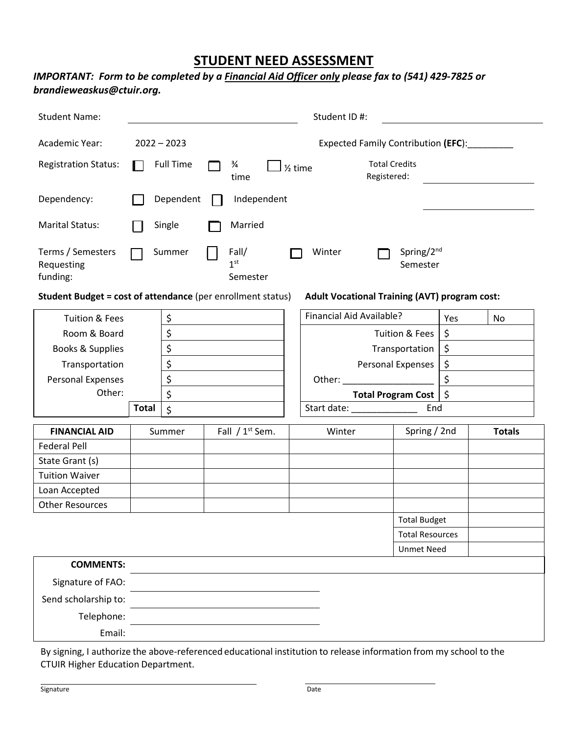# STUDENT NEED ASSESSMENT

***IMPORTANT: Form to be completed by a <u>Financial Aid Officer only</u> please fax to (541) 429-7825 or brandieweaskus@ctuir.org.***

Student Name: ______________________________ Student ID #: ______________________________

Academic Year: 2022 – 2023 Expected Family Contribution **(EFC)**:_________

Registration Status: ☐ Full Time ☐ ¾ time ☐ ½ time Total Credits Registered: ______________

Dependency: ☐ Dependent ☐ Independent ______________

Marital Status: ☐ Single ☐ Married

Terms / Semesters Requesting funding: ☐ Summer ☐ Fall/ 1st Semester ☐ Winter ☐ Spring/2nd Semester

**Student Budget = cost of attendance** (per enrollment status)

| | |
|---|---|
| Tuition & Fees | $ |
| Room & Board | $ |
| Books & Supplies | $ |
| Transportation | $ |
| Personal Expenses | $ |
| Other: | $ |
| **Total** | $ |

**Adult Vocational Training (AVT) program cost:**

| | | |
|---|---|---|
| Financial Aid Available? | Yes | No |
| Tuition & Fees | $ | |
| Transportation | $ | |
| Personal Expenses | $ | |
| Other: __________________ | $ | |
| **Total Program Cost** | $ | |
| Start date: _____________ | End | |

| FINANCIAL AID | Summer | Fall / 1st Sem. | Winter | Spring / 2nd | Totals |
|---|---|---|---|---|---|
| Federal Pell | | | | | |
| State Grant (s) | | | | | |
| Tuition Waiver | | | | | |
| Loan Accepted | | | | | |
| Other Resources | | | | | |
| | | | | Total Budget | |
| | | | | Total Resources | |
| | | | | Unmet Need | |

**COMMENTS:** ______________________________

Signature of FAO: ______________________________

Send scholarship to: ______________________________

Telephone: ______________________________

Email: ______________________________

By signing, I authorize the above-referenced educational institution to release information from my school to the CTUIR Higher Education Department.

______________________________ ______________________________
Signature Date